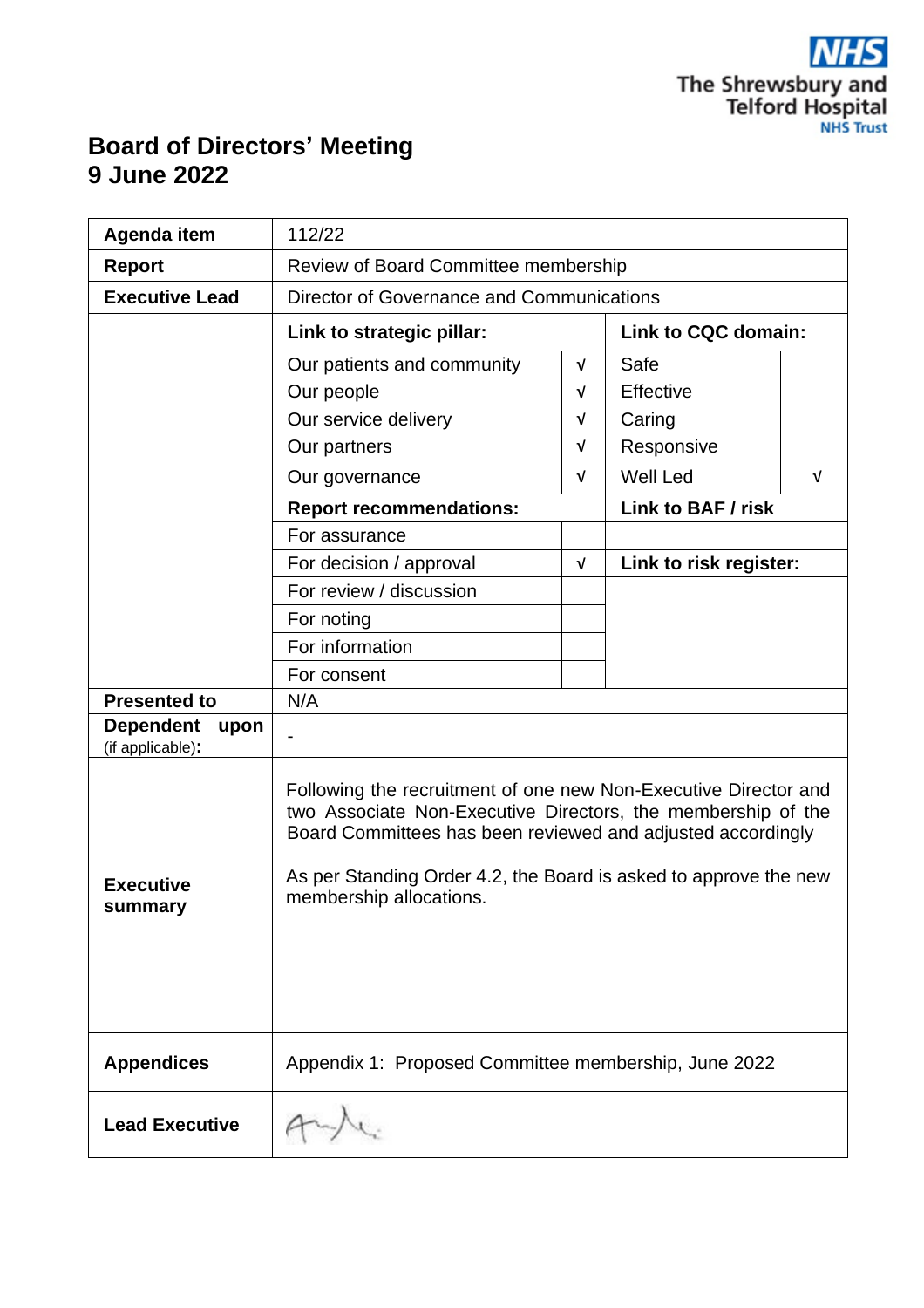The Shrewsbury and Telford Hospital NHS Trust

# Board of Directors' Meeting
# 9 June 2022

| | | | | |
|---|---|---|---|---|
| **Agenda item** | 112/22 | | | |
| **Report** | Review of Board Committee membership | | | |
| **Executive Lead** | Director of Governance and Communications | | | |
| | **Link to strategic pillar:** | | **Link to CQC domain:** | |
| | Our patients and community | √ | Safe | |
| | Our people | √ | Effective | |
| | Our service delivery | √ | Caring | |
| | Our partners | √ | Responsive | |
| | Our governance | √ | Well Led | √ |
| | **Report recommendations:** | | **Link to BAF / risk** | |
| | For assurance | | | |
| | For decision / approval | √ | **Link to risk register:** | |
| | For review / discussion | | | |
| | For noting | | | |
| | For information | | | |
| | For consent | | | |
| **Presented to** | N/A | | | |
| **Dependent upon** (if applicable): | - | | | |
| **Executive summary** | Following the recruitment of one new Non-Executive Director and two Associate Non-Executive Directors, the membership of the Board Committees has been reviewed and adjusted accordingly<br><br>As per Standing Order 4.2, the Board is asked to approve the new membership allocations. | | | |
| **Appendices** | Appendix 1: Proposed Committee membership, June 2022 | | | |
| **Lead Executive** | [signature] | | | |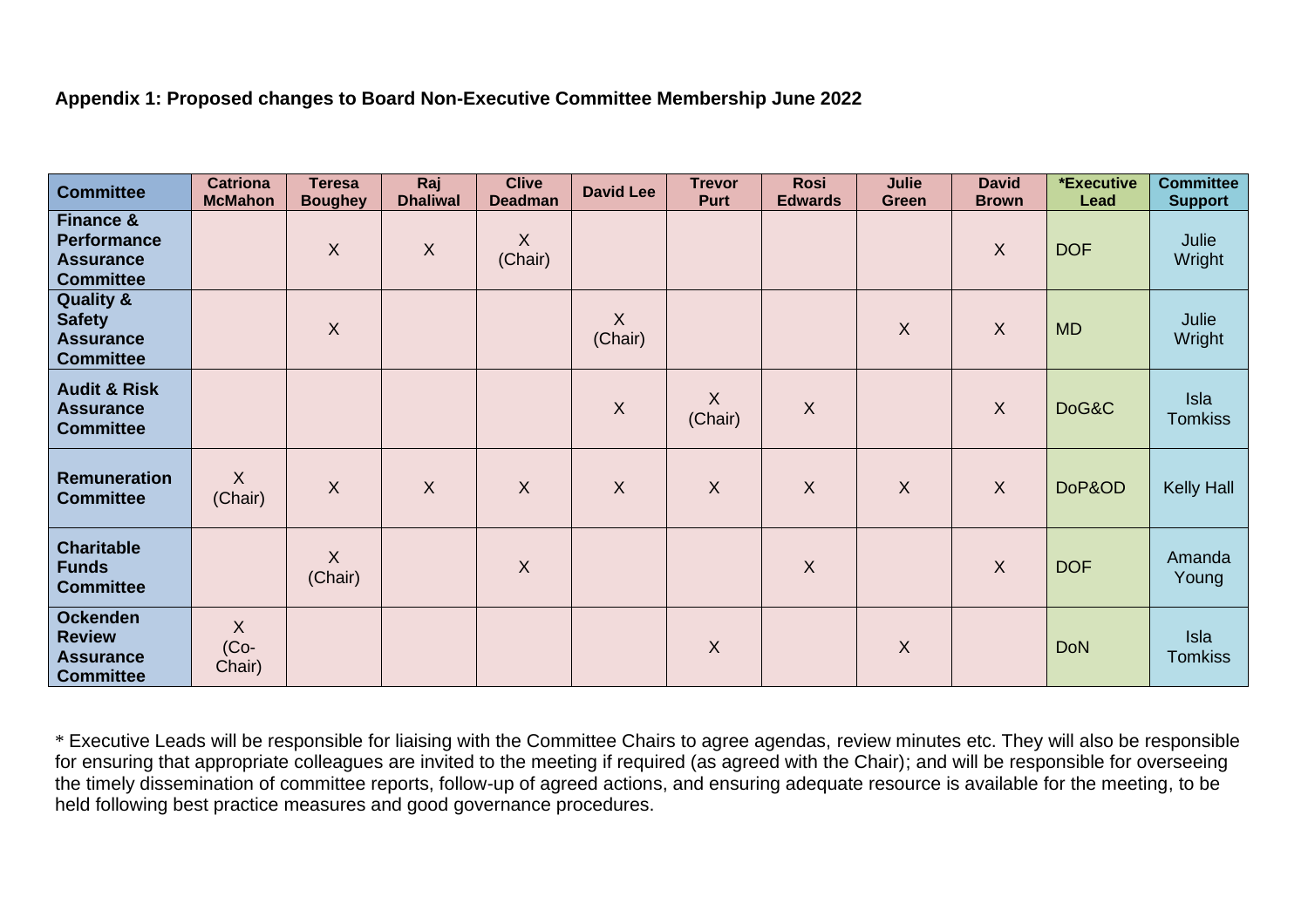**Appendix 1: Proposed changes to Board Non-Executive Committee Membership June 2022**

| Committee | Catriona McMahon | Teresa Boughey | Raj Dhaliwal | Clive Deadman | David Lee | Trevor Purt | Rosi Edwards | Julie Green | David Brown | *Executive Lead | Committee Support |
|---|---|---|---|---|---|---|---|---|---|---|---|
| **Finance & Performance Assurance Committee** | | X | X | X (Chair) | | | | | X | DOF | Julie Wright |
| **Quality & Safety Assurance Committee** | | X | | | X (Chair) | | | X | X | MD | Julie Wright |
| **Audit & Risk Assurance Committee** | | | | | X | X (Chair) | X | | X | DoG&C | Isla Tomkiss |
| **Remuneration Committee** | X (Chair) | X | X | X | X | X | X | X | X | DoP&OD | Kelly Hall |
| **Charitable Funds Committee** | | X (Chair) | | X | | | X | | X | DOF | Amanda Young |
| **Ockenden Review Assurance Committee** | X (Co-Chair) | | | | | X | | X | | DoN | Isla Tomkiss |

* Executive Leads will be responsible for liaising with the Committee Chairs to agree agendas, review minutes etc. They will also be responsible for ensuring that appropriate colleagues are invited to the meeting if required (as agreed with the Chair); and will be responsible for overseeing the timely dissemination of committee reports, follow-up of agreed actions, and ensuring adequate resource is available for the meeting, to be held following best practice measures and good governance procedures.